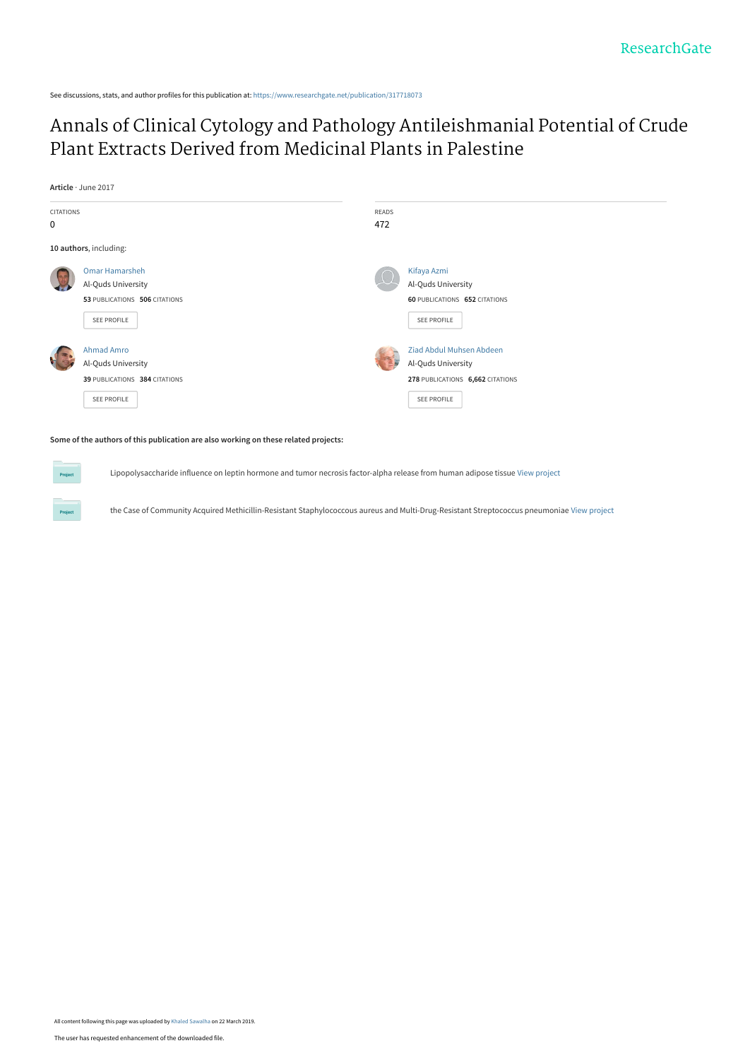See discussions, stats, and author profiles for this publication at: https://www.researchgate.net/publication/317718073

# Annals of Clinical Cytology and Pathology Antileishmanial Potential of Crude Plant Extracts Derived from Medicinal Plants in Palestine

**Article** · June 2017

CITATIONS
0

READS
472

**10 authors**, including:

Omar Hamarsheh
Al-Quds University
**53** PUBLICATIONS **506** CITATIONS

SEE PROFILE

Kifaya Azmi
Al-Quds University
**60** PUBLICATIONS **652** CITATIONS

SEE PROFILE

Ahmad Amro
Al-Quds University
**39** PUBLICATIONS **384** CITATIONS

SEE PROFILE

Ziad Abdul Muhsen Abdeen
Al-Quds University
**278** PUBLICATIONS **6,662** CITATIONS

SEE PROFILE

**Some of the authors of this publication are also working on these related projects:**

Project: Lipopolysaccharide influence on leptin hormone and tumor necrosis factor-alpha release from human adipose tissue View project

Project: the Case of Community Acquired Methicillin-Resistant Staphylococcus aureus and Multi-Drug-Resistant Streptococcus pneumoniae View project

All content following this page was uploaded by Khaled Sawalha on 22 March 2019.

The user has requested enhancement of the downloaded file.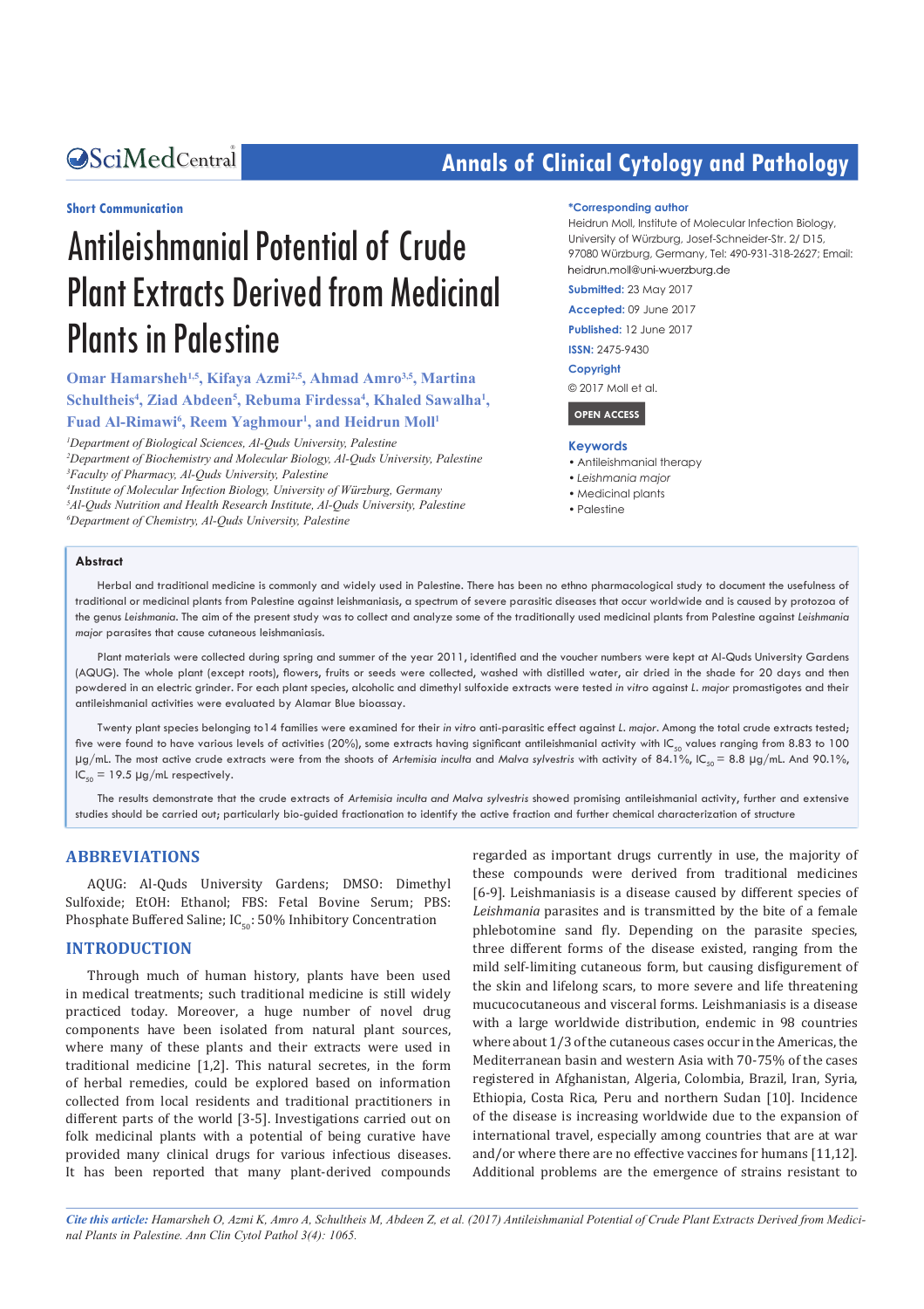Short Communication

# Antileishmanial Potential of Crude Plant Extracts Derived from Medicinal Plants in Palestine

**Omar Hamarsheh[1,5], Kifaya Azmi[2,5], Ahmad Amro[3,5], Martina Schultheis[4], Ziad Abdeen[5], Rebuma Firdessa[4], Khaled Sawalha[1], Fuad Al-Rimawi[6], Reem Yaghmour[1], and Heidrun Moll[1]**

[1]*Department of Biological Sciences, Al-Quds University, Palestine*
[2]*Department of Biochemistry and Molecular Biology, Al-Quds University, Palestine*
[3]*Faculty of Pharmacy, Al-Quds University, Palestine*
[4]*Institute of Molecular Infection Biology, University of Würzburg, Germany*
[5]*Al-Quds Nutrition and Health Research Institute, Al-Quds University, Palestine*
[6]*Department of Chemistry, Al-Quds University, Palestine*

**\*Corresponding author**
Heidrun Moll, Institute of Molecular Infection Biology, University of Würzburg, Josef-Schneider-Str. 2/ D15, 97080 Würzburg, Germany, Tel: 490-931-318-2627; Email: heidrun.moll@uni-wuerzburg.de

**Submitted:** 23 May 2017
**Accepted:** 09 June 2017
**Published:** 12 June 2017
**ISSN:** 2475-9430
**Copyright**
© 2017 Moll et al.

OPEN ACCESS

**Keywords**
- Antileishmanial therapy
- *Leishmania major*
- Medicinal plants
- Palestine

## Abstract

Herbal and traditional medicine is commonly and widely used in Palestine. There has been no ethno pharmacological study to document the usefulness of traditional or medicinal plants from Palestine against leishmaniasis, a spectrum of severe parasitic diseases that occur worldwide and is caused by protozoa of the genus *Leishmania*. The aim of the present study was to collect and analyze some of the traditionally used medicinal plants from Palestine against *Leishmania major* parasites that cause cutaneous leishmaniasis.

Plant materials were collected during spring and summer of the year 2011, identified and the voucher numbers were kept at Al-Quds University Gardens (AQUG). The whole plant (except roots), flowers, fruits or seeds were collected, washed with distilled water, air dried in the shade for 20 days and then powdered in an electric grinder. For each plant species, alcoholic and dimethyl sulfoxide extracts were tested *in vitro* against *L. major* promastigotes and their antileishmanial activities were evaluated by Alamar Blue bioassay.

Twenty plant species belonging to14 families were examined for their *in vitro* anti-parasitic effect against *L. major*. Among the total crude extracts tested; five were found to have various levels of activities (20%), some extracts having significant antileishmanial activity with $IC_{50}$ values ranging from 8.83 to 100 µg/mL. The most active crude extracts were from the shoots of *Artemisia inculta* and *Malva sylvestris* with activity of 84.1%, $IC_{50}$ = 8.8 µg/mL. And 90.1%, $IC_{50}$ = 19.5 µg/mL respectively.

The results demonstrate that the crude extracts of *Artemisia inculta and Malva sylvestris* showed promising antileishmanial activity, further and extensive studies should be carried out; particularly bio-guided fractionation to identify the active fraction and further chemical characterization of structure

## ABBREVIATIONS

AQUG: Al-Quds University Gardens; DMSO: Dimethyl Sulfoxide; EtOH: Ethanol; FBS: Fetal Bovine Serum; PBS: Phosphate Buffered Saline; $IC_{50}$: 50% Inhibitory Concentration

## INTRODUCTION

Through much of human history, plants have been used in medical treatments; such traditional medicine is still widely practiced today. Moreover, a huge number of novel drug components have been isolated from natural plant sources, where many of these plants and their extracts were used in traditional medicine [1,2]. This natural secretes, in the form of herbal remedies, could be explored based on information collected from local residents and traditional practitioners in different parts of the world [3-5]. Investigations carried out on folk medicinal plants with a potential of being curative have provided many clinical drugs for various infectious diseases. It has been reported that many plant-derived compounds regarded as important drugs currently in use, the majority of these compounds were derived from traditional medicines [6-9]. Leishmaniasis is a disease caused by different species of *Leishmania* parasites and is transmitted by the bite of a female phlebotomine sand fly. Depending on the parasite species, three different forms of the disease existed, ranging from the mild self-limiting cutaneous form, but causing disfigurement of the skin and lifelong scars, to more severe and life threatening mucocutaneous and visceral forms. Leishmaniasis is a disease with a large worldwide distribution, endemic in 98 countries where about 1/3 of the cutaneous cases occur in the Americas, the Mediterranean basin and western Asia with 70-75% of the cases registered in Afghanistan, Algeria, Colombia, Brazil, Iran, Syria, Ethiopia, Costa Rica, Peru and northern Sudan [10]. Incidence of the disease is increasing worldwide due to the expansion of international travel, especially among countries that are at war and/or where there are no effective vaccines for humans [11,12]. Additional problems are the emergence of strains resistant to

*Cite this article: Hamarsheh O, Azmi K, Amro A, Schultheis M, Abdeen Z, et al. (2017) Antileishmanial Potential of Crude Plant Extracts Derived from Medicinal Plants in Palestine. Ann Clin Cytol Pathol 3(4): 1065.*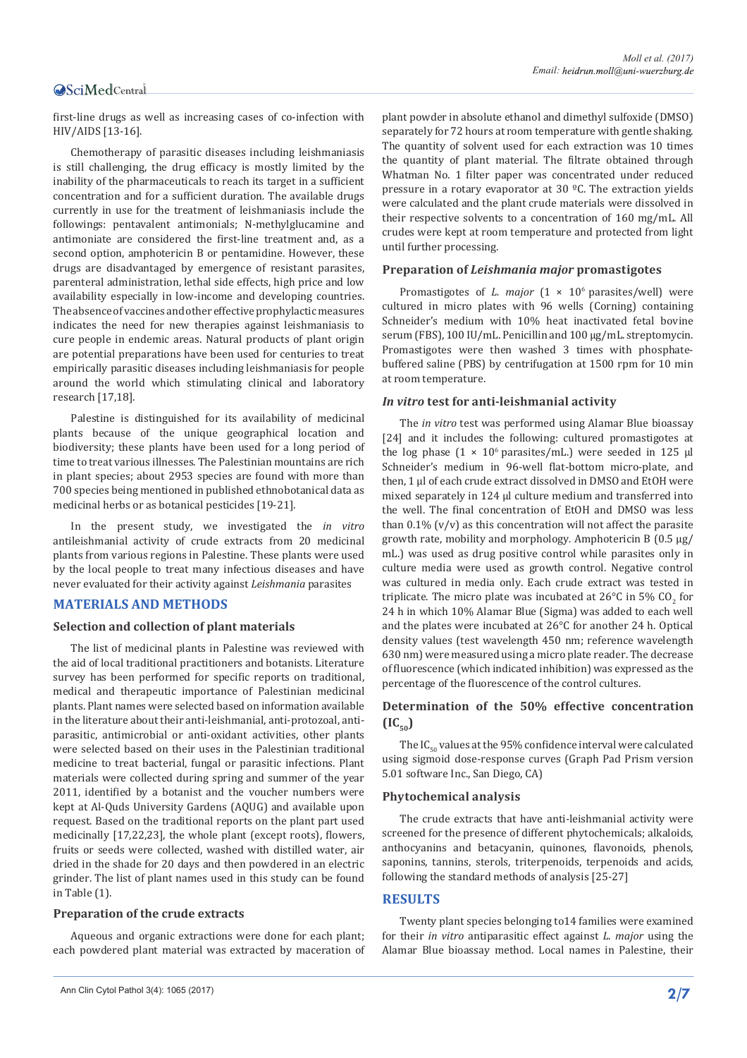first-line drugs as well as increasing cases of co-infection with HIV/AIDS [13-16].

Chemotherapy of parasitic diseases including leishmaniasis is still challenging, the drug efficacy is mostly limited by the inability of the pharmaceuticals to reach its target in a sufficient concentration and for a sufficient duration. The available drugs currently in use for the treatment of leishmaniasis include the followings: pentavalent antimonials; N-methylglucamine and antimoniate are considered the first-line treatment and, as a second option, amphotericin B or pentamidine. However, these drugs are disadvantaged by emergence of resistant parasites, parenteral administration, lethal side effects, high price and low availability especially in low-income and developing countries. The absence of vaccines and other effective prophylactic measures indicates the need for new therapies against leishmaniasis to cure people in endemic areas. Natural products of plant origin are potential preparations have been used for centuries to treat empirically parasitic diseases including leishmaniasis for people around the world which stimulating clinical and laboratory research [17,18].

Palestine is distinguished for its availability of medicinal plants because of the unique geographical location and biodiversity; these plants have been used for a long period of time to treat various illnesses. The Palestinian mountains are rich in plant species; about 2953 species are found with more than 700 species being mentioned in published ethnobotanical data as medicinal herbs or as botanical pesticides [19-21].

In the present study, we investigated the *in vitro* antileishmanial activity of crude extracts from 20 medicinal plants from various regions in Palestine. These plants were used by the local people to treat many infectious diseases and have never evaluated for their activity against *Leishmania* parasites

## MATERIALS AND METHODS

### Selection and collection of plant materials

The list of medicinal plants in Palestine was reviewed with the aid of local traditional practitioners and botanists. Literature survey has been performed for specific reports on traditional, medical and therapeutic importance of Palestinian medicinal plants. Plant names were selected based on information available in the literature about their anti-leishmanial, anti-protozoal, anti-parasitic, antimicrobial or anti-oxidant activities, other plants were selected based on their uses in the Palestinian traditional medicine to treat bacterial, fungal or parasitic infections. Plant materials were collected during spring and summer of the year 2011, identified by a botanist and the voucher numbers were kept at Al-Quds University Gardens (AQUG) and available upon request. Based on the traditional reports on the plant part used medicinally [17,22,23], the whole plant (except roots), flowers, fruits or seeds were collected, washed with distilled water, air dried in the shade for 20 days and then powdered in an electric grinder. The list of plant names used in this study can be found in Table (1).

### Preparation of the crude extracts

Aqueous and organic extractions were done for each plant; each powdered plant material was extracted by maceration of plant powder in absolute ethanol and dimethyl sulfoxide (DMSO) separately for 72 hours at room temperature with gentle shaking. The quantity of solvent used for each extraction was 10 times the quantity of plant material. The filtrate obtained through Whatman No. 1 filter paper was concentrated under reduced pressure in a rotary evaporator at 30 ºC. The extraction yields were calculated and the plant crude materials were dissolved in their respective solvents to a concentration of 160 mg/mL. All crudes were kept at room temperature and protected from light until further processing.

### Preparation of *Leishmania major* promastigotes

Promastigotes of *L. major* ($1 \times 10^6$ parasites/well) were cultured in micro plates with 96 wells (Corning) containing Schneider's medium with 10% heat inactivated fetal bovine serum (FBS), 100 IU/mL. Penicillin and 100 µg/mL. streptomycin. Promastigotes were then washed 3 times with phosphate-buffered saline (PBS) by centrifugation at 1500 rpm for 10 min at room temperature.

### *In vitro* test for anti-leishmanial activity

The *in vitro* test was performed using Alamar Blue bioassay [24] and it includes the following: cultured promastigotes at the log phase ($1 \times 10^6$ parasites/mL.) were seeded in 125 µl Schneider's medium in 96-well flat-bottom micro-plate, and then, 1 µl of each crude extract dissolved in DMSO and EtOH were mixed separately in 124 µl culture medium and transferred into the well. The final concentration of EtOH and DMSO was less than 0.1% (v/v) as this concentration will not affect the parasite growth rate, mobility and morphology. Amphotericin B (0.5 µg/mL.) was used as drug positive control while parasites only in culture media were used as growth control. Negative control was cultured in media only. Each crude extract was tested in triplicate. The micro plate was incubated at 26°C in 5% $CO_2$ for 24 h in which 10% Alamar Blue (Sigma) was added to each well and the plates were incubated at 26°C for another 24 h. Optical density values (test wavelength 450 nm; reference wavelength 630 nm) were measured using a micro plate reader. The decrease of fluorescence (which indicated inhibition) was expressed as the percentage of the fluorescence of the control cultures.

### Determination of the 50% effective concentration ($IC_{50}$)

The $IC_{50}$ values at the 95% confidence interval were calculated using sigmoid dose-response curves (Graph Pad Prism version 5.01 software Inc., San Diego, CA)

### Phytochemical analysis

The crude extracts that have anti-leishmanial activity were screened for the presence of different phytochemicals; alkaloids, anthocyanins and betacyanin, quinones, flavonoids, phenols, saponins, tannins, sterols, triterpenoids, terpenoids and acids, following the standard methods of analysis [25-27]

## RESULTS

Twenty plant species belonging to14 families were examined for their *in vitro* antiparasitic effect against *L. major* using the Alamar Blue bioassay method. Local names in Palestine, their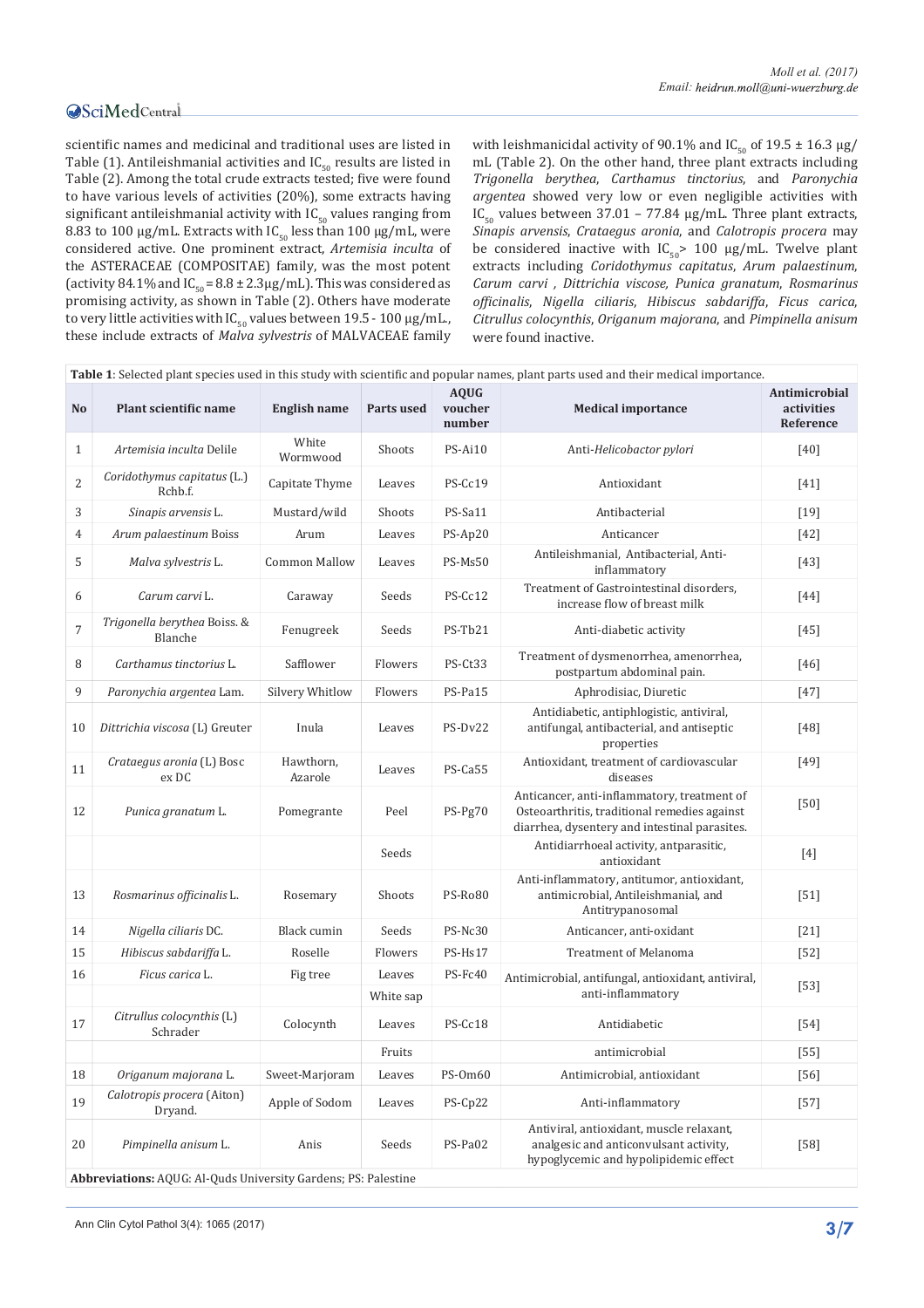scientific names and medicinal and traditional uses are listed in Table (1). Antileishmanial activities and $IC_{50}$ results are listed in Table (2). Among the total crude extracts tested; five were found to have various levels of activities (20%), some extracts having significant antileishmanial activity with $IC_{50}$ values ranging from 8.83 to 100 μg/mL. Extracts with $IC_{50}$ less than 100 μg/mL, were considered active. One prominent extract, *Artemisia inculta* of the ASTERACEAE (COMPOSITAE) family, was the most potent (activity 84.1% and $IC_{50}$ = 8.8 ± 2.3μg/mL). This was considered as promising activity, as shown in Table (2). Others have moderate to very little activities with $IC_{50}$ values between 19.5 - 100 μg/mL., these include extracts of *Malva sylvestris* of MALVACEAE family with leishmanicidal activity of 90.1% and $IC_{50}$ of 19.5 ± 16.3 μg/mL (Table 2). On the other hand, three plant extracts including *Trigonella berythea*, *Carthamus tinctorius*, and *Paronychia argentea* showed very low or even negligible activities with $IC_{50}$ values between 37.01 – 77.84 μg/mL. Three plant extracts, *Sinapis arvensis*, *Crataegus aronia*, and *Calotropis procera* may be considered inactive with $IC_{50}$> 100 μg/mL. Twelve plant extracts including *Coridothymus capitatus*, *Arum palaestinum*, *Carum carvi* , *Dittrichia viscose, Punica granatum*, *Rosmarinus officinalis*, *Nigella ciliaris*, *Hibiscus sabdariffa*, *Ficus carica*, *Citrullus colocynthis*, *Origanum majorana*, and *Pimpinella anisum* were found inactive.

**Table 1**: Selected plant species used in this study with scientific and popular names, plant parts used and their medical importance.

| No | Plant scientific name | English name | Parts used | AQUG voucher number | Medical importance | Antimicrobial activities Reference |
|---|---|---|---|---|---|---|
| 1 | *Artemisia inculta* Delile | White Wormwood | Shoots | PS-Ai10 | Anti-*Helicobacter pylori* | [40] |
| 2 | *Coridothymus capitatus* (L.) Rchb.f. | Capitate Thyme | Leaves | PS-Cc19 | Antioxidant | [41] |
| 3 | *Sinapis arvensis* L. | Mustard/wild | Shoots | PS-Sa11 | Antibacterial | [19] |
| 4 | *Arum palaestinum* Boiss | Arum | Leaves | PS-Ap20 | Anticancer | [42] |
| 5 | *Malva sylvestris* L. | Common Mallow | Leaves | PS-Ms50 | Antileishmanial, Antibacterial, Anti-inflammatory | [43] |
| 6 | *Carum carvi* L. | Caraway | Seeds | PS-Cc12 | Treatment of Gastrointestinal disorders, increase flow of breast milk | [44] |
| 7 | *Trigonella berythea* Boiss. & Blanche | Fenugreek | Seeds | PS-Tb21 | Anti-diabetic activity | [45] |
| 8 | *Carthamus tinctorius* L. | Safflower | Flowers | PS-Ct33 | Treatment of dysmenorrhea, amenorrhea, postpartum abdominal pain. | [46] |
| 9 | *Paronychia argentea* Lam. | Silvery Whitlow | Flowers | PS-Pa15 | Aphrodisiac, Diuretic | [47] |
| 10 | *Dittrichia viscosa* (L) Greuter | Inula | Leaves | PS-Dv22 | Antidiabetic, antiphlogistic, antiviral, antifungal, antibacterial, and antiseptic properties | [48] |
| 11 | *Crataegus aronia* (L) Bosc ex DC | Hawthorn, Azarole | Leaves | PS-Ca55 | Antioxidant, treatment of cardiovascular diseases | [49] |
| 12 | *Punica granatum* L. | Pomegrante | Peel | PS-Pg70 | Anticancer, anti-inflammatory, treatment of Osteoarthritis, traditional remedies against diarrhea, dysentery and intestinal parasites. | [50] |
| | | | Seeds | | Antidiarrhoeal activity, antparasitic, antioxidant | [4] |
| 13 | *Rosmarinus officinalis* L. | Rosemary | Shoots | PS-Ro80 | Anti-inflammatory, antitumor, antioxidant, antimicrobial, Antileishmanial, and Antitrypanosomal | [51] |
| 14 | *Nigella ciliaris* DC. | Black cumin | Seeds | PS-Nc30 | Anticancer, anti-oxidant | [21] |
| 15 | *Hibiscus sabdariffa* L. | Roselle | Flowers | PS-Hs17 | Treatment of Melanoma | [52] |
| 16 | *Ficus carica* L. | Fig tree | Leaves | PS-Fc40 | Antimicrobial, antifungal, antioxidant, antiviral, anti-inflammatory | [53] |
| | | | White sap | | | |
| 17 | *Citrullus colocynthis* (L) Schrader | Colocynth | Leaves | PS-Cc18 | Antidiabetic | [54] |
| | | | Fruits | | antimicrobial | [55] |
| 18 | *Origanum majorana* L. | Sweet-Marjoram | Leaves | PS-Om60 | Antimicrobial, antioxidant | [56] |
| 19 | *Calotropis procera* (Aiton) Dryand. | Apple of Sodom | Leaves | PS-Cp22 | Anti-inflammatory | [57] |
| 20 | *Pimpinella anisum* L. | Anis | Seeds | PS-Pa02 | Antiviral, antioxidant, muscle relaxant, analgesic and anticonvulsant activity, hypoglycemic and hypolipidemic effect | [58] |

**Abbreviations:** AQUG: Al-Quds University Gardens; PS: Palestine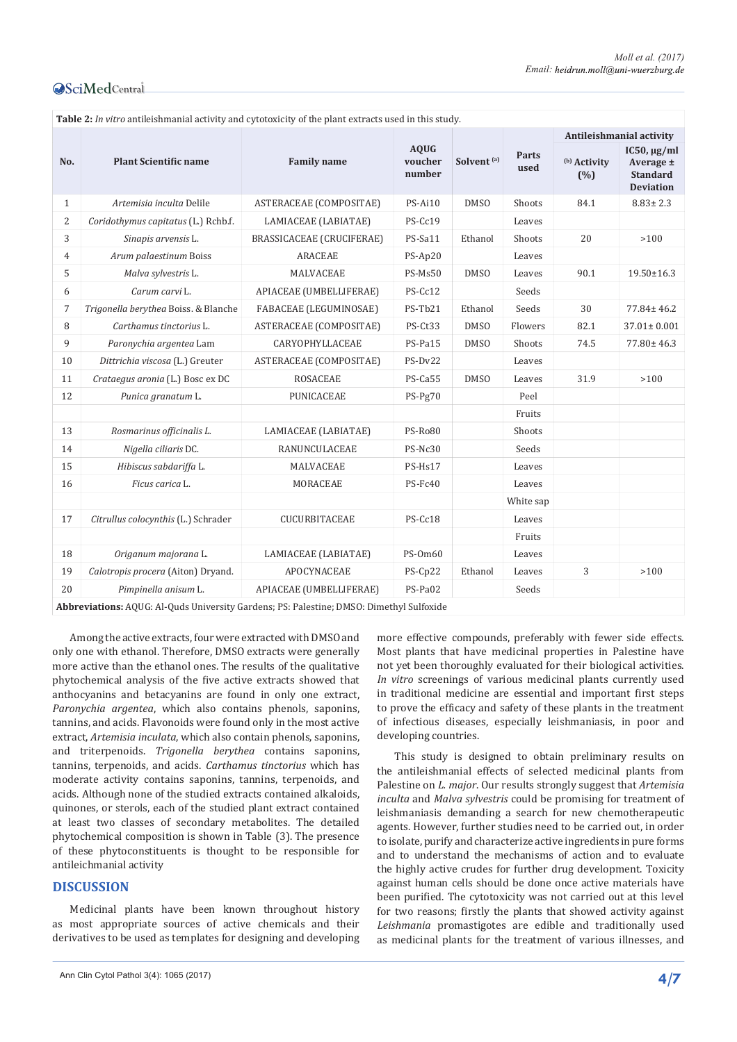**Table 2:** *In vitro* antileishmanial activity and cytotoxicity of the plant extracts used in this study.

| No. | Plant Scientific name | Family name | AQUG voucher number | Solvent [(a)] | Parts used | Antileishmanial activity | |
|---|---|---|---|---|---|---|---|
| | | | | | | [(b)] Activity (%) | IC50, µg/ml Average ± Standard Deviation |
| 1 | *Artemisia inculta* Delile | ASTERACEAE (COMPOSITAE) | PS-Ai10 | DMSO | Shoots | 84.1 | 8.83± 2.3 |
| 2 | *Coridothymus capitatus* (L.) Rchb.f. | LAMIACEAE (LABIATAE) | PS-Cc19 | | Leaves | | |
| 3 | *Sinapis arvensis* L. | BRASSICACEAE (CRUCIFERAE) | PS-Sa11 | Ethanol | Shoots | 20 | >100 |
| 4 | *Arum palaestinum* Boiss | ARACEAE | PS-Ap20 | | Leaves | | |
| 5 | *Malva sylvestris* L. | MALVACEAE | PS-Ms50 | DMSO | Leaves | 90.1 | 19.50±16.3 |
| 6 | *Carum carvi* L. | APIACEAE (UMBELLIFERAE) | PS-Cc12 | | Seeds | | |
| 7 | *Trigonella berythea* Boiss. & Blanche | FABACEAE (LEGUMINOSAE) | PS-Tb21 | Ethanol | Seeds | 30 | 77.84± 46.2 |
| 8 | *Carthamus tinctorius* L. | ASTERACEAE (COMPOSITAE) | PS-Ct33 | DMSO | Flowers | 82.1 | 37.01± 0.001 |
| 9 | *Paronychia argentea* Lam | CARYOPHYLLACEAE | PS-Pa15 | DMSO | Shoots | 74.5 | 77.80± 46.3 |
| 10 | *Dittrichia viscosa* (L.) Greuter | ASTERACEAE (COMPOSITAE) | PS-Dv22 | | Leaves | | |
| 11 | *Crataegus aronia* (L.) Bosc ex DC | ROSACEAE | PS-Ca55 | DMSO | Leaves | 31.9 | >100 |
| 12 | *Punica granatum* L. | PUNICACEAE | PS-Pg70 | | Peel | | |
| | | | | | Fruits | | |
| 13 | *Rosmarinus officinalis L.* | LAMIACEAE (LABIATAE) | PS-Ro80 | | Shoots | | |
| 14 | *Nigella ciliaris* DC. | RANUNCULACEAE | PS-Nc30 | | Seeds | | |
| 15 | *Hibiscus sabdariffa* L. | MALVACEAE | PS-Hs17 | | Leaves | | |
| 16 | *Ficus carica* L. | MORACEAE | PS-Fc40 | | Leaves | | |
| | | | | | White sap | | |
| 17 | *Citrullus colocynthis* (L.) Schrader | CUCURBITACEAE | PS-Cc18 | | Leaves | | |
| | | | | | Fruits | | |
| 18 | *Origanum majorana* L. | LAMIACEAE (LABIATAE) | PS-Om60 | | Leaves | | |
| 19 | *Calotropis procera* (Aiton) Dryand. | APOCYNACEAE | PS-Cp22 | Ethanol | Leaves | 3 | >100 |
| 20 | *Pimpinella anisum* L. | APIACEAE (UMBELLIFERAE) | PS-Pa02 | | Seeds | | |

**Abbreviations:** AQUG: Al-Quds University Gardens; PS: Palestine; DMSO: Dimethyl Sulfoxide

Among the active extracts, four were extracted with DMSO and only one with ethanol. Therefore, DMSO extracts were generally more active than the ethanol ones. The results of the qualitative phytochemical analysis of the five active extracts showed that anthocyanins and betacyanins are found in only one extract, *Paronychia argentea*, which also contains phenols, saponins, tannins, and acids. Flavonoids were found only in the most active extract, *Artemisia inculata*, which also contain phenols, saponins, and triterpenoids. *Trigonella berythea* contains saponins, tannins, terpenoids, and acids. *Carthamus tinctorius* which has moderate activity contains saponins, tannins, terpenoids, and acids. Although none of the studied extracts contained alkaloids, quinones, or sterols, each of the studied plant extract contained at least two classes of secondary metabolites. The detailed phytochemical composition is shown in Table (3). The presence of these phytoconstituents is thought to be responsible for antileichmanial activity

## DISCUSSION

Medicinal plants have been known throughout history as most appropriate sources of active chemicals and their derivatives to be used as templates for designing and developing more effective compounds, preferably with fewer side effects. Most plants that have medicinal properties in Palestine have not yet been thoroughly evaluated for their biological activities. *In vitro* screenings of various medicinal plants currently used in traditional medicine are essential and important first steps to prove the efficacy and safety of these plants in the treatment of infectious diseases, especially leishmaniasis, in poor and developing countries.

This study is designed to obtain preliminary results on the antileishmanial effects of selected medicinal plants from Palestine on *L. major*. Our results strongly suggest that *Artemisia inculta* and *Malva sylvestris* could be promising for treatment of leishmaniasis demanding a search for new chemotherapeutic agents. However, further studies need to be carried out, in order to isolate, purify and characterize active ingredients in pure forms and to understand the mechanisms of action and to evaluate the highly active crudes for further drug development. Toxicity against human cells should be done once active materials have been purified. The cytotoxicity was not carried out at this level for two reasons; firstly the plants that showed activity against *Leishmania* promastigotes are edible and traditionally used as medicinal plants for the treatment of various illnesses, and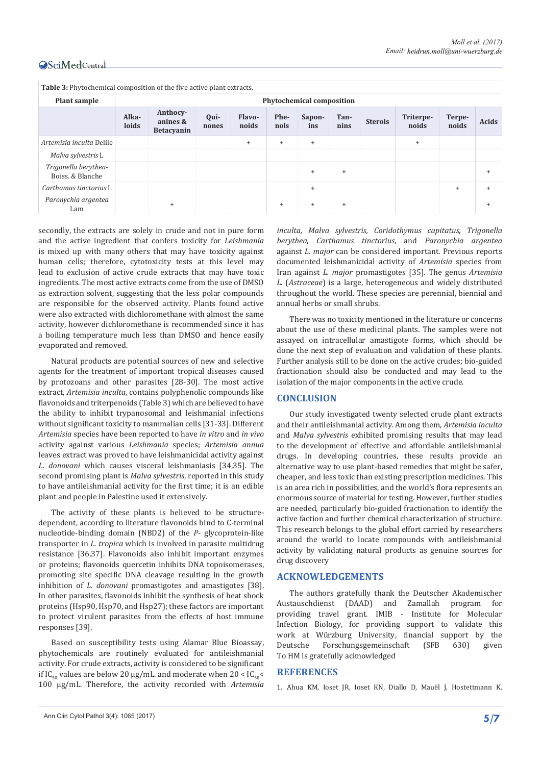**Table 3:** Phytochemical composition of the five active plant extracts.

| Plant sample | Phytochemical composition | | | | | | | | | | |
|---|---|---|---|---|---|---|---|---|---|---|---|
| | Alkaloids | Anthocyanines & Betacyanin | Quinones | Flavonoids | Phenols | Saponins | Tannins | Sterols | Triterpenoids | Terpenoids | Acids |
| *Artemisia inculta* Delile | | | | + | + | + | | | + | | |
| *Malva sylvestris* L | | | | | | | | | | | |
| *Trigonella berythea*- Boiss. & Blanche | | | | | | + | + | | | | + |
| *Carthamus tinctorius* L | | | | | | + | | | | + | + |
| *Paronychia argentea* Lam | | + | | | + | + | + | | | | + |

secondly, the extracts are solely in crude and not in pure form and the active ingredient that confers toxicity for *Leishmania* is mixed up with many others that may have toxicity against human cells; therefore, cytotoxicity tests at this level may lead to exclusion of active crude extracts that may have toxic ingredients. The most active extracts come from the use of DMSO as extraction solvent, suggesting that the less polar compounds are responsible for the observed activity. Plants found active were also extracted with dichloromethane with almost the same activity, however dichloromethane is recommended since it has a boiling temperature much less than DMSO and hence easily evaporated and removed.

Natural products are potential sources of new and selective agents for the treatment of important tropical diseases caused by protozoans and other parasites [28-30]. The most active extract, *Artemisia inculta*, contains polyphenolic compounds like flavonoids and triterpenoids (Table 3) which are believed to have the ability to inhibit trypanosomal and leishmanial infections without significant toxicity to mammalian cells [31-33]. Different *Artemisia* species have been reported to have *in vitro* and *in vivo* activity against various *Leishmania* species; *Artemisia annua* leaves extract was proved to have leishmanicidal activity against *L. donovani* which causes visceral leishmaniasis [34,35]. The second promising plant is *Malva sylvestris*, reported in this study to have antileishmanial activity for the first time; it is an edible plant and people in Palestine used it extensively.

The activity of these plants is believed to be structure-dependent, according to literature flavonoids bind to C-terminal nucleotide-binding domain (NBD2) of the *P*- glycoprotein-like transporter in *L. tropica* which is involved in parasite multidrug resistance [36,37]. Flavonoids also inhibit important enzymes or proteins; flavonoids quercetin inhibits DNA topoisomerases, promoting site specific DNA cleavage resulting in the growth inhibition of *L. donovani* promastigotes and amastigotes [38]. In other parasites, flavonoids inhibit the synthesis of heat shock proteins (Hsp90, Hsp70, and Hsp27); these factors are important to protect virulent parasites from the effects of host immune responses [39].

Based on susceptibility tests using Alamar Blue Bioassay, phytochemicals are routinely evaluated for antileishmanial activity. For crude extracts, activity is considered to be significant if $IC_{50}$ values are below 20 µg/mL. and moderate when $20 < IC_{50} < 100$ µg/mL. Therefore, the activity recorded with *Artemisia inculta, Malva sylvestris, Coridothymus capitatus, Trigonella berythea, Carthamus tinctorius,* and *Paronychia argentea* against *L. major* can be considered important. Previous reports documented leishmanicidal activity of *Artemisia* species from Iran against *L. major* promastigotes [35]. The genus *Artemisia* L. (*Astraceae*) is a large, heterogeneous and widely distributed throughout the world. These species are perennial, biennial and annual herbs or small shrubs.

There was no toxicity mentioned in the literature or concerns about the use of these medicinal plants. The samples were not assayed on intracellular amastigote forms, which should be done the next step of evaluation and validation of these plants. Further analysis still to be done on the active crudes; bio-guided fractionation should also be conducted and may lead to the isolation of the major components in the active crude.

## CONCLUSION

Our study investigated twenty selected crude plant extracts and their antileishmanial activity. Among them, *Artemisia inculta* and *Malva sylvestris* exhibited promising results that may lead to the development of effective and affordable antileishmanial drugs. In developing countries, these results provide an alternative way to use plant-based remedies that might be safer, cheaper, and less toxic than existing prescription medicines. This is an area rich in possibilities, and the world's flora represents an enormous source of material for testing. However, further studies are needed, particularly bio-guided fractionation to identify the active faction and further chemical characterization of structure. This research belongs to the global effort carried by researchers around the world to locate compounds with antileishmanial activity by validating natural products as genuine sources for drug discovery

## ACKNOWLEDGEMENTS

The authors gratefully thank the Deutscher Akademischer Austauschdienst (DAAD) and Zamallah program for providing travel grant. IMIB - Institute for Molecular Infection Biology, for providing support to validate this work at Würzburg University, financial support by the Deutsche Forschungsgemeinschaft (SFB 630) given To HM is gratefully acknowledged

## REFERENCES

1. Ahua KM, Ioset JR, Ioset KN, Diallo D, Mauël J, Hostettmann K.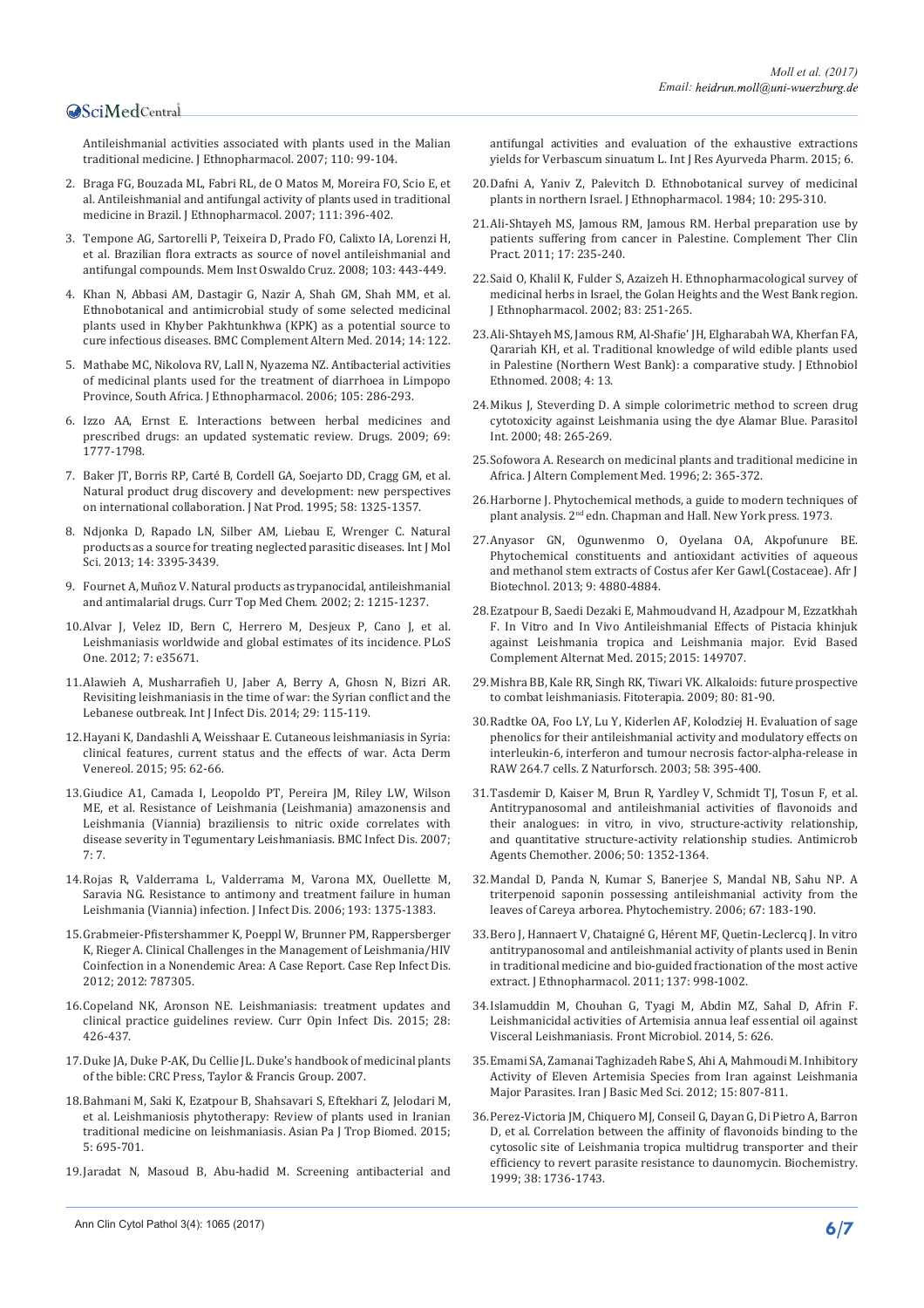Antileishmanial activities associated with plants used in the Malian traditional medicine. J Ethnopharmacol. 2007; 110: 99-104.

2. Braga FG, Bouzada ML, Fabri RL, de O Matos M, Moreira FO, Scio E, et al. Antileishmanial and antifungal activity of plants used in traditional medicine in Brazil. J Ethnopharmacol. 2007; 111: 396-402.

3. Tempone AG, Sartorelli P, Teixeira D, Prado FO, Calixto IA, Lorenzi H, et al. Brazilian flora extracts as source of novel antileishmanial and antifungal compounds. Mem Inst Oswaldo Cruz. 2008; 103: 443-449.

4. Khan N, Abbasi AM, Dastagir G, Nazir A, Shah GM, Shah MM, et al. Ethnobotanical and antimicrobial study of some selected medicinal plants used in Khyber Pakhtunkhwa (KPK) as a potential source to cure infectious diseases. BMC Complement Altern Med. 2014; 14: 122.

5. Mathabe MC, Nikolova RV, Lall N, Nyazema NZ. Antibacterial activities of medicinal plants used for the treatment of diarrhoea in Limpopo Province, South Africa. J Ethnopharmacol. 2006; 105: 286-293.

6. Izzo AA, Ernst E. Interactions between herbal medicines and prescribed drugs: an updated systematic review. Drugs. 2009; 69: 1777-1798.

7. Baker JT, Borris RP, Carté B, Cordell GA, Soejarto DD, Cragg GM, et al. Natural product drug discovery and development: new perspectives on international collaboration. J Nat Prod. 1995; 58: 1325-1357.

8. Ndjonka D, Rapado LN, Silber AM, Liebau E, Wrenger C. Natural products as a source for treating neglected parasitic diseases. Int J Mol Sci. 2013; 14: 3395-3439.

9. Fournet A, Muñoz V. Natural products as trypanocidal, antileishmanial and antimalarial drugs. Curr Top Med Chem. 2002; 2: 1215-1237.

10. Alvar J, Velez ID, Bern C, Herrero M, Desjeux P, Cano J, et al. Leishmaniasis worldwide and global estimates of its incidence. PLoS One. 2012; 7: e35671.

11. Alawieh A, Musharrafieh U, Jaber A, Berry A, Ghosn N, Bizri AR. Revisiting leishmaniasis in the time of war: the Syrian conflict and the Lebanese outbreak. Int J Infect Dis. 2014; 29: 115-119.

12. Hayani K, Dandashli A, Weisshaar E. Cutaneous leishmaniasis in Syria: clinical features, current status and the effects of war. Acta Derm Venereol. 2015; 95: 62-66.

13. Giudice A1, Camada I, Leopoldo PT, Pereira JM, Riley LW, Wilson ME, et al. Resistance of Leishmania (Leishmania) amazonensis and Leishmania (Viannia) braziliensis to nitric oxide correlates with disease severity in Tegumentary Leishmaniasis. BMC Infect Dis. 2007; 7: 7.

14. Rojas R, Valderrama L, Valderrama M, Varona MX, Ouellette M, Saravia NG. Resistance to antimony and treatment failure in human Leishmania (Viannia) infection. J Infect Dis. 2006; 193: 1375-1383.

15. Grabmeier-Pfistershammer K, Poeppl W, Brunner PM, Rappersberger K, Rieger A. Clinical Challenges in the Management of Leishmania/HIV Coinfection in a Nonendemic Area: A Case Report. Case Rep Infect Dis. 2012; 2012: 787305.

16. Copeland NK, Aronson NE. Leishmaniasis: treatment updates and clinical practice guidelines review. Curr Opin Infect Dis. 2015; 28: 426-437.

17. Duke JA, Duke P-AK, Du Cellie JL. Duke's handbook of medicinal plants of the bible: CRC Press, Taylor & Francis Group. 2007.

18. Bahmani M, Saki K, Ezatpour B, Shahsavari S, Eftekhari Z, Jelodari M, et al. Leishmaniosis phytotherapy: Review of plants used in Iranian traditional medicine on leishmaniasis. Asian Pa J Trop Biomed. 2015; 5: 695-701.

19. Jaradat N, Masoud B, Abu-hadid M. Screening antibacterial and antifungal activities and evaluation of the exhaustive extractions yields for Verbascum sinuatum L. Int J Res Ayurveda Pharm. 2015; 6.

20. Dafni A, Yaniv Z, Palevitch D. Ethnobotanical survey of medicinal plants in northern Israel. J Ethnopharmacol. 1984; 10: 295-310.

21. Ali-Shtayeh MS, Jamous RM, Jamous RM. Herbal preparation use by patients suffering from cancer in Palestine. Complement Ther Clin Pract. 2011; 17: 235-240.

22. Said O, Khalil K, Fulder S, Azaizeh H. Ethnopharmacological survey of medicinal herbs in Israel, the Golan Heights and the West Bank region. J Ethnopharmacol. 2002; 83: 251-265.

23. Ali-Shtayeh MS, Jamous RM, Al-Shafie' JH, Elgharabah WA, Kherfan FA, Qarariah KH, et al. Traditional knowledge of wild edible plants used in Palestine (Northern West Bank): a comparative study. J Ethnobiol Ethnomed. 2008; 4: 13.

24. Mikus J, Steverding D. A simple colorimetric method to screen drug cytotoxicity against Leishmania using the dye Alamar Blue. Parasitol Int. 2000; 48: 265-269.

25. Sofowora A. Research on medicinal plants and traditional medicine in Africa. J Altern Complement Med. 1996; 2: 365-372.

26. Harborne J. Phytochemical methods, a guide to modern techniques of plant analysis. 2nd edn. Chapman and Hall. New York press. 1973.

27. Anyasor GN, Ogunwenmo O, Oyelana OA, Akpofunure BE. Phytochemical constituents and antioxidant activities of aqueous and methanol stem extracts of Costus afer Ker Gawl.(Costaceae). Afr J Biotechnol. 2013; 9: 4880-4884.

28. Ezatpour B, Saedi Dezaki E, Mahmoudvand H, Azadpour M, Ezzatkhah F. In Vitro and In Vivo Antileishmanial Effects of Pistacia khinjuk against Leishmania tropica and Leishmania major. Evid Based Complement Alternat Med. 2015; 2015: 149707.

29. Mishra BB, Kale RR, Singh RK, Tiwari VK. Alkaloids: future prospective to combat leishmaniasis. Fitoterapia. 2009; 80: 81-90.

30. Radtke OA, Foo LY, Lu Y, Kiderlen AF, Kolodziej H. Evaluation of sage phenolics for their antileishmanial activity and modulatory effects on interleukin-6, interferon and tumour necrosis factor-alpha-release in RAW 264.7 cells. Z Naturforsch. 2003; 58: 395-400.

31. Tasdemir D, Kaiser M, Brun R, Yardley V, Schmidt TJ, Tosun F, et al. Antitrypanosomal and antileishmanial activities of flavonoids and their analogues: in vitro, in vivo, structure-activity relationship, and quantitative structure-activity relationship studies. Antimicrob Agents Chemother. 2006; 50: 1352-1364.

32. Mandal D, Panda N, Kumar S, Banerjee S, Mandal NB, Sahu NP. A triterpenoid saponin possessing antileishmanial activity from the leaves of Careya arborea. Phytochemistry. 2006; 67: 183-190.

33. Bero J, Hannaert V, Chataigné G, Hérent MF, Quetin-Leclercq J. In vitro antitrypanosomal and antileishmanial activity of plants used in Benin in traditional medicine and bio-guided fractionation of the most active extract. J Ethnopharmacol. 2011; 137: 998-1002.

34. Islamuddin M, Chouhan G, Tyagi M, Abdin MZ, Sahal D, Afrin F. Leishmanicidal activities of Artemisia annua leaf essential oil against Visceral Leishmaniasis. Front Microbiol. 2014, 5: 626.

35. Emami SA, Zamanai Taghizadeh Rabe S, Ahi A, Mahmoudi M. Inhibitory Activity of Eleven Artemisia Species from Iran against Leishmania Major Parasites. Iran J Basic Med Sci. 2012; 15: 807-811.

36. Perez-Victoria JM, Chiquero MJ, Conseil G, Dayan G, Di Pietro A, Barron D, et al. Correlation between the affinity of flavonoids binding to the cytosolic site of Leishmania tropica multidrug transporter and their efficiency to revert parasite resistance to daunomycin. Biochemistry. 1999; 38: 1736-1743.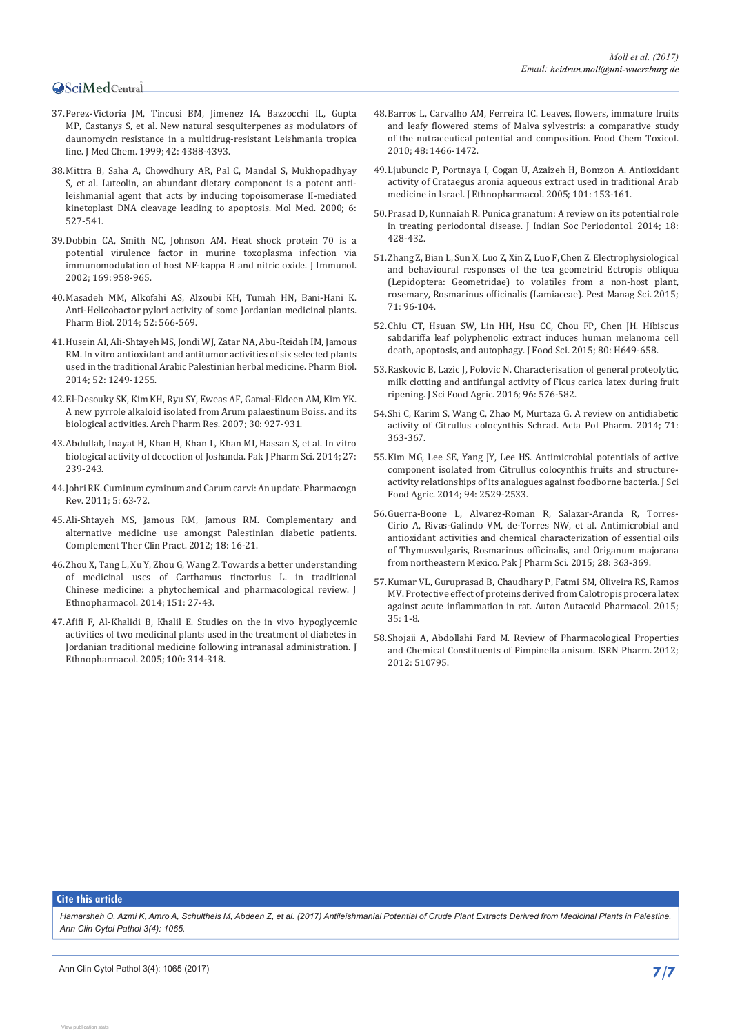37. Perez-Victoria JM, Tincusi BM, Jimenez IA, Bazzocchi IL, Gupta MP, Castanys S, et al. New natural sesquiterpenes as modulators of daunomycin resistance in a multidrug-resistant Leishmania tropica line. J Med Chem. 1999; 42: 4388-4393.

38. Mittra B, Saha A, Chowdhury AR, Pal C, Mandal S, Mukhopadhyay S, et al. Luteolin, an abundant dietary component is a potent anti-leishmanial agent that acts by inducing topoisomerase II-mediated kinetoplast DNA cleavage leading to apoptosis. Mol Med. 2000; 6: 527-541.

39. Dobbin CA, Smith NC, Johnson AM. Heat shock protein 70 is a potential virulence factor in murine toxoplasma infection via immunomodulation of host NF-kappa B and nitric oxide. J Immunol. 2002; 169: 958-965.

40. Masadeh MM, Alkofahi AS, Alzoubi KH, Tumah HN, Bani-Hani K. Anti-Helicobactor pylori activity of some Jordanian medicinal plants. Pharm Biol. 2014; 52: 566-569.

41. Husein AI, Ali-Shtayeh MS, Jondi WJ, Zatar NA, Abu-Reidah IM, Jamous RM. In vitro antioxidant and antitumor activities of six selected plants used in the traditional Arabic Palestinian herbal medicine. Pharm Biol. 2014; 52: 1249-1255.

42. El-Desouky SK, Kim KH, Ryu SY, Eweas AF, Gamal-Eldeen AM, Kim YK. A new pyrrole alkaloid isolated from Arum palaestinum Boiss. and its biological activities. Arch Pharm Res. 2007; 30: 927-931.

43. Abdullah, Inayat H, Khan H, Khan L, Khan MI, Hassan S, et al. In vitro biological activity of decoction of Joshanda. Pak J Pharm Sci. 2014; 27: 239-243.

44. Johri RK. Cuminum cyminum and Carum carvi: An update. Pharmacogn Rev. 2011; 5: 63-72.

45. Ali-Shtayeh MS, Jamous RM, Jamous RM. Complementary and alternative medicine use amongst Palestinian diabetic patients. Complement Ther Clin Pract. 2012; 18: 16-21.

46. Zhou X, Tang L, Xu Y, Zhou G, Wang Z. Towards a better understanding of medicinal uses of Carthamus tinctorius L. in traditional Chinese medicine: a phytochemical and pharmacological review. J Ethnopharmacol. 2014; 151: 27-43.

47. Afifi F, Al-Khalidi B, Khalil E. Studies on the in vivo hypoglycemic activities of two medicinal plants used in the treatment of diabetes in Jordanian traditional medicine following intranasal administration. J Ethnopharmacol. 2005; 100: 314-318.

48. Barros L, Carvalho AM, Ferreira IC. Leaves, flowers, immature fruits and leafy flowered stems of Malva sylvestris: a comparative study of the nutraceutical potential and composition. Food Chem Toxicol. 2010; 48: 1466-1472.

49. Ljubuncic P, Portnaya I, Cogan U, Azaizeh H, Bomzon A. Antioxidant activity of Crataegus aronia aqueous extract used in traditional Arab medicine in Israel. J Ethnopharmacol. 2005; 101: 153-161.

50. Prasad D, Kunnaiah R. Punica granatum: A review on its potential role in treating periodontal disease. J Indian Soc Periodontol. 2014; 18: 428-432.

51. Zhang Z, Bian L, Sun X, Luo Z, Xin Z, Luo F, Chen Z. Electrophysiological and behavioural responses of the tea geometrid Ectropis obliqua (Lepidoptera: Geometridae) to volatiles from a non-host plant, rosemary, Rosmarinus officinalis (Lamiaceae). Pest Manag Sci. 2015; 71: 96-104.

52. Chiu CT, Hsuan SW, Lin HH, Hsu CC, Chou FP, Chen JH. Hibiscus sabdariffa leaf polyphenolic extract induces human melanoma cell death, apoptosis, and autophagy. J Food Sci. 2015; 80: H649-658.

53. Raskovic B, Lazic J, Polovic N. Characterisation of general proteolytic, milk clotting and antifungal activity of Ficus carica latex during fruit ripening. J Sci Food Agric. 2016; 96: 576-582.

54. Shi C, Karim S, Wang C, Zhao M, Murtaza G. A review on antidiabetic activity of Citrullus colocynthis Schrad. Acta Pol Pharm. 2014; 71: 363-367.

55. Kim MG, Lee SE, Yang JY, Lee HS. Antimicrobial potentials of active component isolated from Citrullus colocynthis fruits and structure-activity relationships of its analogues against foodborne bacteria. J Sci Food Agric. 2014; 94: 2529-2533.

56. Guerra-Boone L, Alvarez-Roman R, Salazar-Aranda R, Torres-Cirio A, Rivas-Galindo VM, de-Torres NW, et al. Antimicrobial and antioxidant activities and chemical characterization of essential oils of Thymusvulgaris, Rosmarinus officinalis, and Origanum majorana from northeastern Mexico. Pak J Pharm Sci. 2015; 28: 363-369.

57. Kumar VL, Guruprasad B, Chaudhary P, Fatmi SM, Oliveira RS, Ramos MV. Protective effect of proteins derived from Calotropis procera latex against acute inflammation in rat. Auton Autacoid Pharmacol. 2015; 35: 1-8.

58. Shojaii A, Abdollahi Fard M. Review of Pharmacological Properties and Chemical Constituents of Pimpinella anisum. ISRN Pharm. 2012; 2012: 510795.

**Cite this article**

*Hamarsheh O, Azmi K, Amro A, Schultheis M, Abdeen Z, et al. (2017) Antileishmanial Potential of Crude Plant Extracts Derived from Medicinal Plants in Palestine. Ann Clin Cytol Pathol 3(4): 1065.*